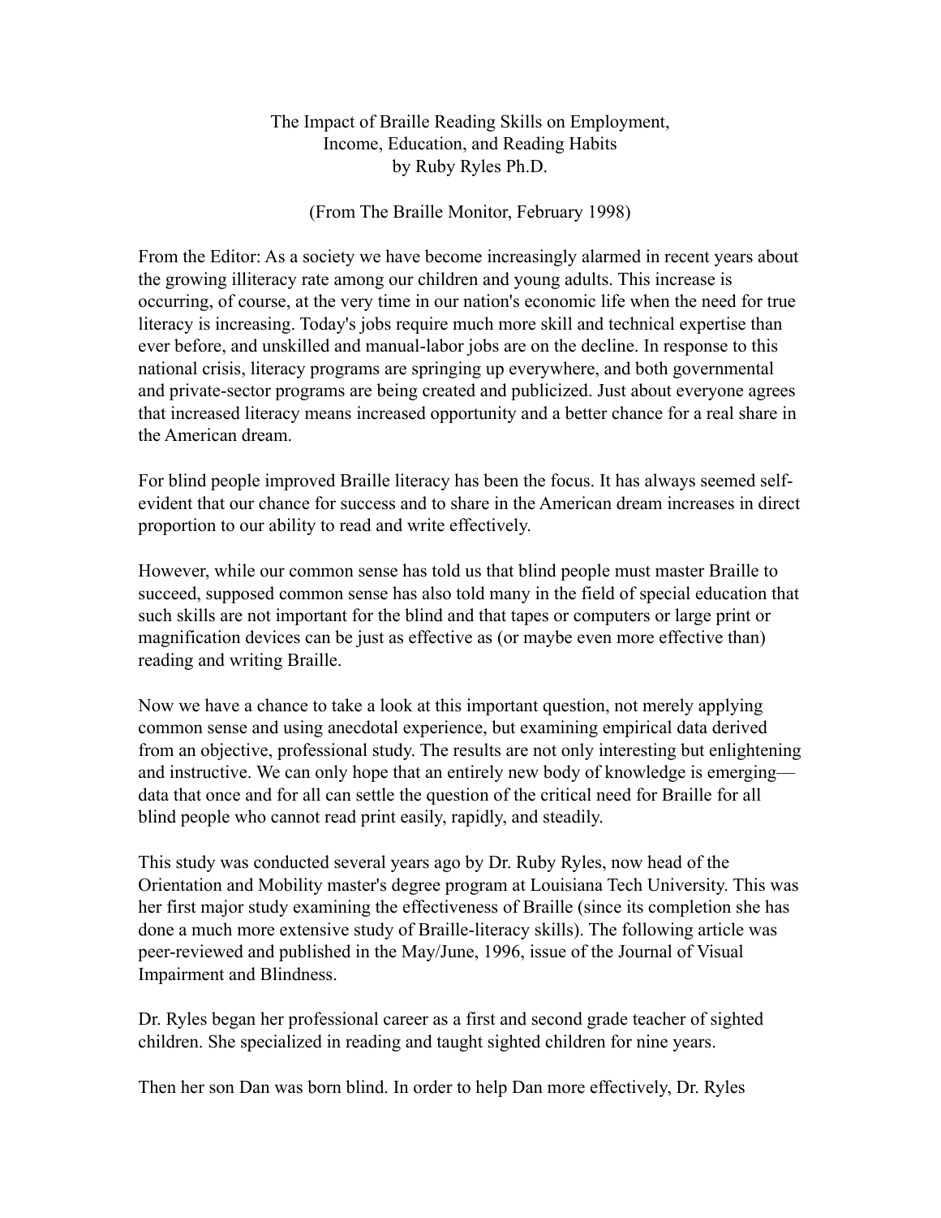# The Impact of Braille Reading Skills on Employment, Income, Education, and Reading Habits

by Ruby Ryles Ph.D.

(From The Braille Monitor, February 1998)

From the Editor: As a society we have become increasingly alarmed in recent years about the growing illiteracy rate among our children and young adults. This increase is occurring, of course, at the very time in our nation's economic life when the need for true literacy is increasing. Today's jobs require much more skill and technical expertise than ever before, and unskilled and manual-labor jobs are on the decline. In response to this national crisis, literacy programs are springing up everywhere, and both governmental and private-sector programs are being created and publicized. Just about everyone agrees that increased literacy means increased opportunity and a better chance for a real share in the American dream.

For blind people improved Braille literacy has been the focus. It has always seemed self-evident that our chance for success and to share in the American dream increases in direct proportion to our ability to read and write effectively.

However, while our common sense has told us that blind people must master Braille to succeed, supposed common sense has also told many in the field of special education that such skills are not important for the blind and that tapes or computers or large print or magnification devices can be just as effective as (or maybe even more effective than) reading and writing Braille.

Now we have a chance to take a look at this important question, not merely applying common sense and using anecdotal experience, but examining empirical data derived from an objective, professional study. The results are not only interesting but enlightening and instructive. We can only hope that an entirely new body of knowledge is emerging—data that once and for all can settle the question of the critical need for Braille for all blind people who cannot read print easily, rapidly, and steadily.

This study was conducted several years ago by Dr. Ruby Ryles, now head of the Orientation and Mobility master's degree program at Louisiana Tech University. This was her first major study examining the effectiveness of Braille (since its completion she has done a much more extensive study of Braille-literacy skills). The following article was peer-reviewed and published in the May/June, 1996, issue of the Journal of Visual Impairment and Blindness.

Dr. Ryles began her professional career as a first and second grade teacher of sighted children. She specialized in reading and taught sighted children for nine years.

Then her son Dan was born blind. In order to help Dan more effectively, Dr. Ryles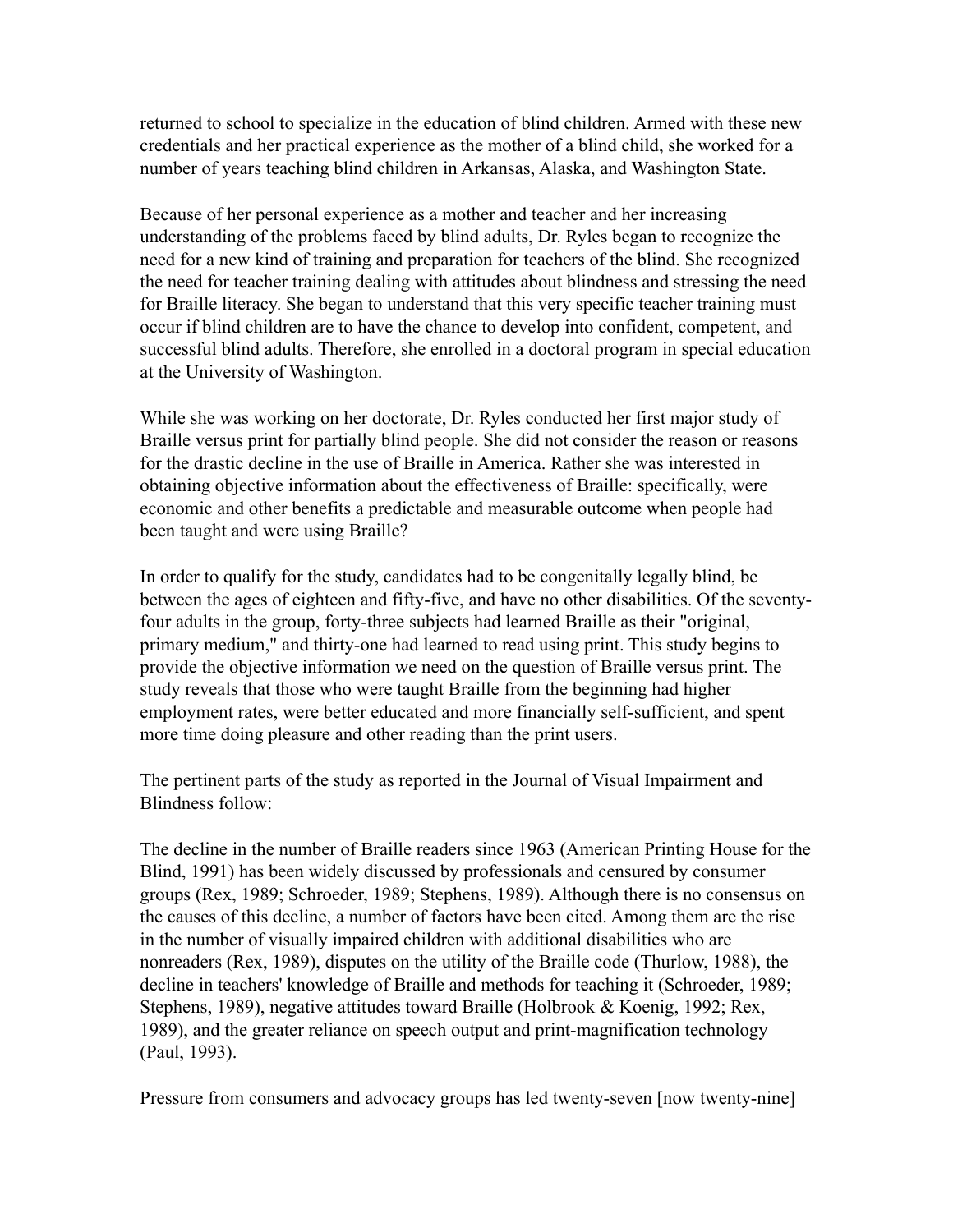returned to school to specialize in the education of blind children. Armed with these new credentials and her practical experience as the mother of a blind child, she worked for a number of years teaching blind children in Arkansas, Alaska, and Washington State.

Because of her personal experience as a mother and teacher and her increasing understanding of the problems faced by blind adults, Dr. Ryles began to recognize the need for a new kind of training and preparation for teachers of the blind. She recognized the need for teacher training dealing with attitudes about blindness and stressing the need for Braille literacy. She began to understand that this very specific teacher training must occur if blind children are to have the chance to develop into confident, competent, and successful blind adults. Therefore, she enrolled in a doctoral program in special education at the University of Washington.

While she was working on her doctorate, Dr. Ryles conducted her first major study of Braille versus print for partially blind people. She did not consider the reason or reasons for the drastic decline in the use of Braille in America. Rather she was interested in obtaining objective information about the effectiveness of Braille: specifically, were economic and other benefits a predictable and measurable outcome when people had been taught and were using Braille?

In order to qualify for the study, candidates had to be congenitally legally blind, be between the ages of eighteen and fifty-five, and have no other disabilities. Of the seventy-four adults in the group, forty-three subjects had learned Braille as their "original, primary medium," and thirty-one had learned to read using print. This study begins to provide the objective information we need on the question of Braille versus print. The study reveals that those who were taught Braille from the beginning had higher employment rates, were better educated and more financially self-sufficient, and spent more time doing pleasure and other reading than the print users.

The pertinent parts of the study as reported in the Journal of Visual Impairment and Blindness follow:

The decline in the number of Braille readers since 1963 (American Printing House for the Blind, 1991) has been widely discussed by professionals and censured by consumer groups (Rex, 1989; Schroeder, 1989; Stephens, 1989). Although there is no consensus on the causes of this decline, a number of factors have been cited. Among them are the rise in the number of visually impaired children with additional disabilities who are nonreaders (Rex, 1989), disputes on the utility of the Braille code (Thurlow, 1988), the decline in teachers' knowledge of Braille and methods for teaching it (Schroeder, 1989; Stephens, 1989), negative attitudes toward Braille (Holbrook & Koenig, 1992; Rex, 1989), and the greater reliance on speech output and print-magnification technology (Paul, 1993).

Pressure from consumers and advocacy groups has led twenty-seven [now twenty-nine]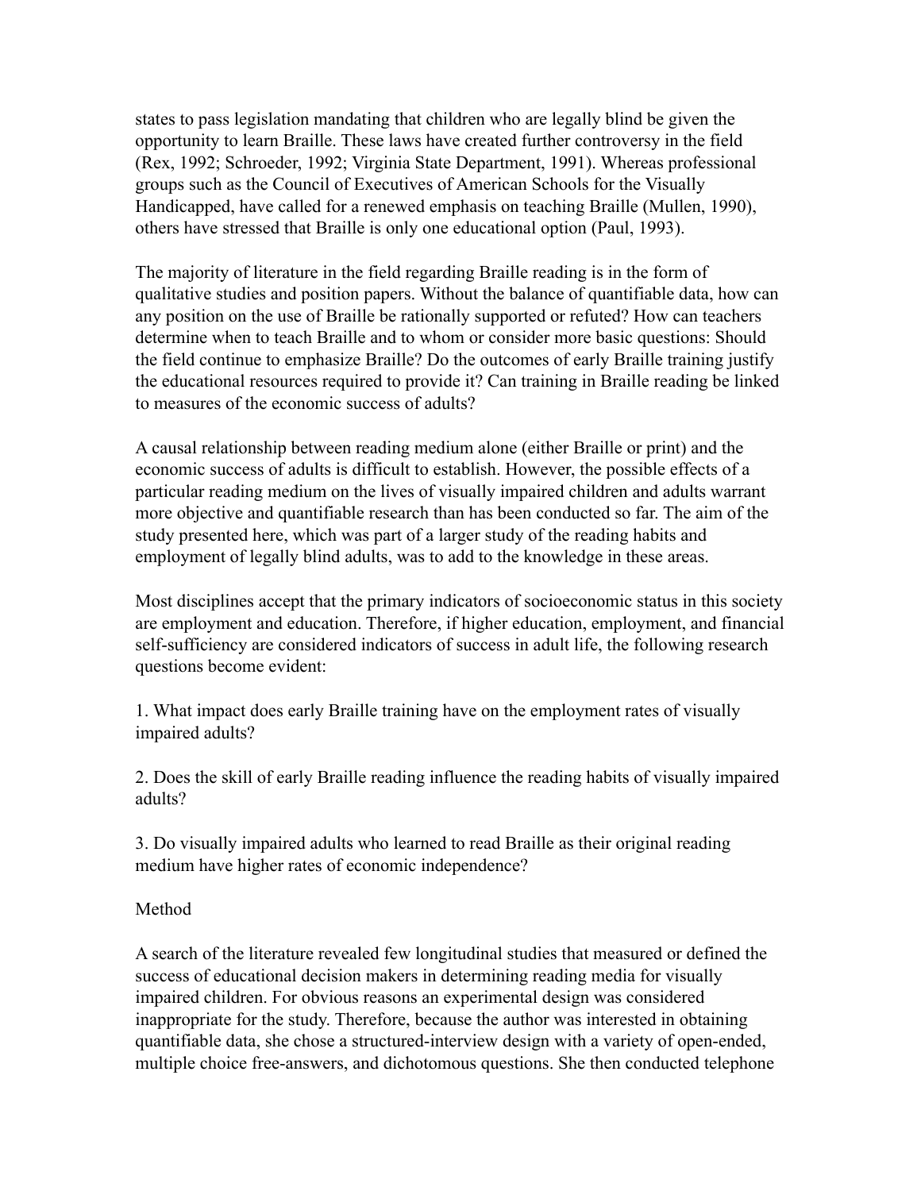states to pass legislation mandating that children who are legally blind be given the opportunity to learn Braille. These laws have created further controversy in the field (Rex, 1992; Schroeder, 1992; Virginia State Department, 1991). Whereas professional groups such as the Council of Executives of American Schools for the Visually Handicapped, have called for a renewed emphasis on teaching Braille (Mullen, 1990), others have stressed that Braille is only one educational option (Paul, 1993).

The majority of literature in the field regarding Braille reading is in the form of qualitative studies and position papers. Without the balance of quantifiable data, how can any position on the use of Braille be rationally supported or refuted? How can teachers determine when to teach Braille and to whom or consider more basic questions: Should the field continue to emphasize Braille? Do the outcomes of early Braille training justify the educational resources required to provide it? Can training in Braille reading be linked to measures of the economic success of adults?

A causal relationship between reading medium alone (either Braille or print) and the economic success of adults is difficult to establish. However, the possible effects of a particular reading medium on the lives of visually impaired children and adults warrant more objective and quantifiable research than has been conducted so far. The aim of the study presented here, which was part of a larger study of the reading habits and employment of legally blind adults, was to add to the knowledge in these areas.

Most disciplines accept that the primary indicators of socioeconomic status in this society are employment and education. Therefore, if higher education, employment, and financial self-sufficiency are considered indicators of success in adult life, the following research questions become evident:

1. What impact does early Braille training have on the employment rates of visually impaired adults?

2. Does the skill of early Braille reading influence the reading habits of visually impaired adults?

3. Do visually impaired adults who learned to read Braille as their original reading medium have higher rates of economic independence?

## Method

A search of the literature revealed few longitudinal studies that measured or defined the success of educational decision makers in determining reading media for visually impaired children. For obvious reasons an experimental design was considered inappropriate for the study. Therefore, because the author was interested in obtaining quantifiable data, she chose a structured-interview design with a variety of open-ended, multiple choice free-answers, and dichotomous questions. She then conducted telephone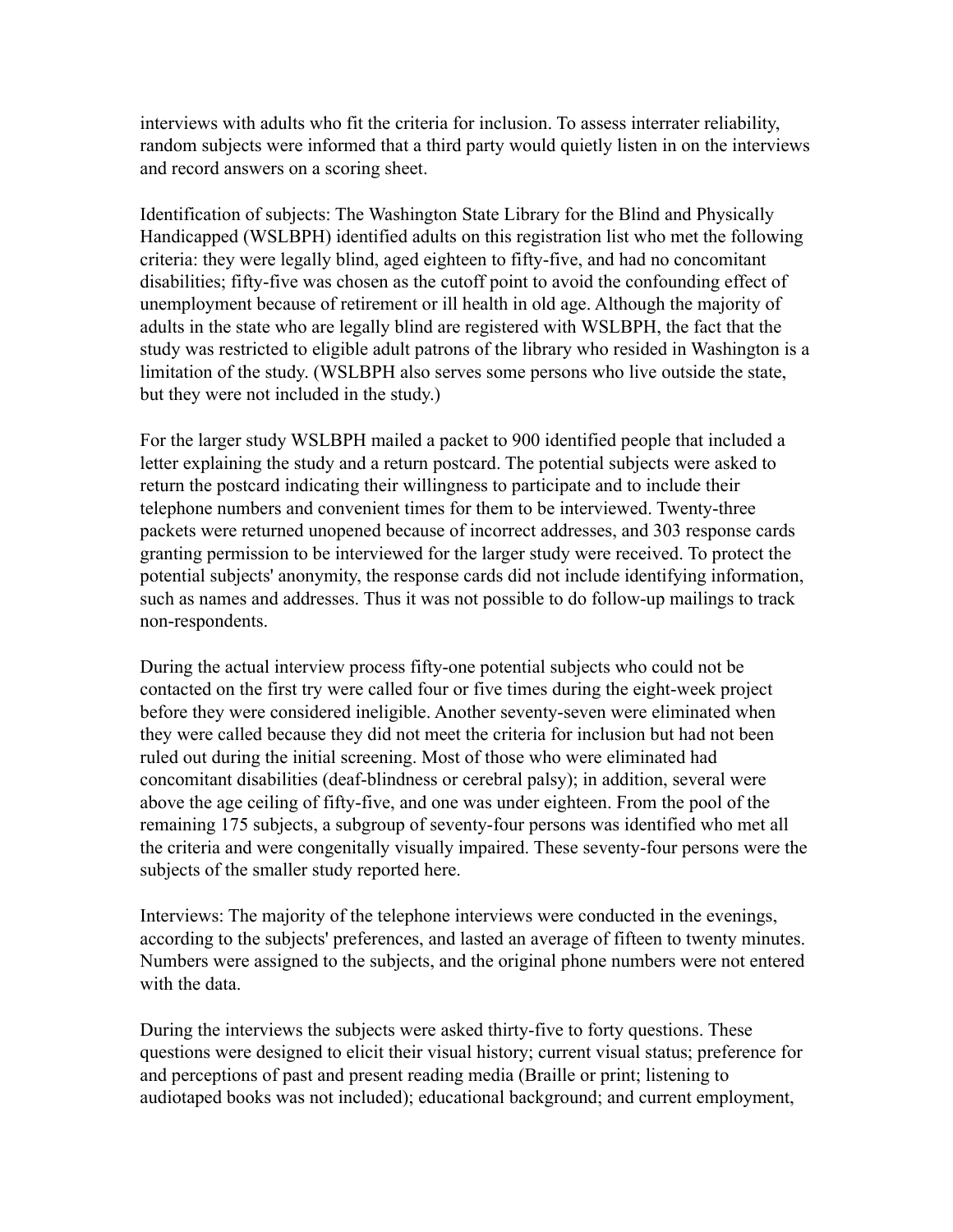interviews with adults who fit the criteria for inclusion. To assess interrater reliability, random subjects were informed that a third party would quietly listen in on the interviews and record answers on a scoring sheet.

Identification of subjects: The Washington State Library for the Blind and Physically Handicapped (WSLBPH) identified adults on this registration list who met the following criteria: they were legally blind, aged eighteen to fifty-five, and had no concomitant disabilities; fifty-five was chosen as the cutoff point to avoid the confounding effect of unemployment because of retirement or ill health in old age. Although the majority of adults in the state who are legally blind are registered with WSLBPH, the fact that the study was restricted to eligible adult patrons of the library who resided in Washington is a limitation of the study. (WSLBPH also serves some persons who live outside the state, but they were not included in the study.)

For the larger study WSLBPH mailed a packet to 900 identified people that included a letter explaining the study and a return postcard. The potential subjects were asked to return the postcard indicating their willingness to participate and to include their telephone numbers and convenient times for them to be interviewed. Twenty-three packets were returned unopened because of incorrect addresses, and 303 response cards granting permission to be interviewed for the larger study were received. To protect the potential subjects' anonymity, the response cards did not include identifying information, such as names and addresses. Thus it was not possible to do follow-up mailings to track non-respondents.

During the actual interview process fifty-one potential subjects who could not be contacted on the first try were called four or five times during the eight-week project before they were considered ineligible. Another seventy-seven were eliminated when they were called because they did not meet the criteria for inclusion but had not been ruled out during the initial screening. Most of those who were eliminated had concomitant disabilities (deaf-blindness or cerebral palsy); in addition, several were above the age ceiling of fifty-five, and one was under eighteen. From the pool of the remaining 175 subjects, a subgroup of seventy-four persons was identified who met all the criteria and were congenitally visually impaired. These seventy-four persons were the subjects of the smaller study reported here.

Interviews: The majority of the telephone interviews were conducted in the evenings, according to the subjects' preferences, and lasted an average of fifteen to twenty minutes. Numbers were assigned to the subjects, and the original phone numbers were not entered with the data.

During the interviews the subjects were asked thirty-five to forty questions. These questions were designed to elicit their visual history; current visual status; preference for and perceptions of past and present reading media (Braille or print; listening to audiotaped books was not included); educational background; and current employment,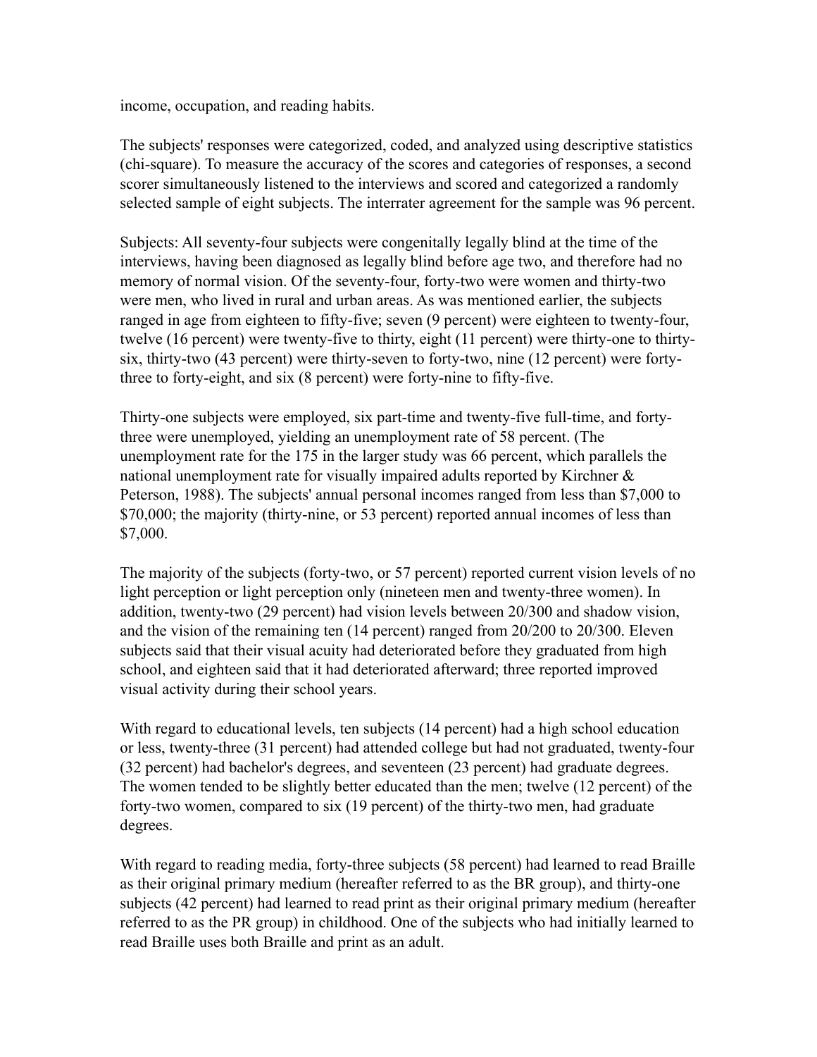income, occupation, and reading habits.

The subjects' responses were categorized, coded, and analyzed using descriptive statistics (chi-square). To measure the accuracy of the scores and categories of responses, a second scorer simultaneously listened to the interviews and scored and categorized a randomly selected sample of eight subjects. The interrater agreement for the sample was 96 percent.

Subjects: All seventy-four subjects were congenitally legally blind at the time of the interviews, having been diagnosed as legally blind before age two, and therefore had no memory of normal vision. Of the seventy-four, forty-two were women and thirty-two were men, who lived in rural and urban areas. As was mentioned earlier, the subjects ranged in age from eighteen to fifty-five; seven (9 percent) were eighteen to twenty-four, twelve (16 percent) were twenty-five to thirty, eight (11 percent) were thirty-one to thirty-six, thirty-two (43 percent) were thirty-seven to forty-two, nine (12 percent) were forty-three to forty-eight, and six (8 percent) were forty-nine to fifty-five.

Thirty-one subjects were employed, six part-time and twenty-five full-time, and forty-three were unemployed, yielding an unemployment rate of 58 percent. (The unemployment rate for the 175 in the larger study was 66 percent, which parallels the national unemployment rate for visually impaired adults reported by Kirchner & Peterson, 1988). The subjects' annual personal incomes ranged from less than $7,000 to $70,000; the majority (thirty-nine, or 53 percent) reported annual incomes of less than $7,000.

The majority of the subjects (forty-two, or 57 percent) reported current vision levels of no light perception or light perception only (nineteen men and twenty-three women). In addition, twenty-two (29 percent) had vision levels between 20/300 and shadow vision, and the vision of the remaining ten (14 percent) ranged from 20/200 to 20/300. Eleven subjects said that their visual acuity had deteriorated before they graduated from high school, and eighteen said that it had deteriorated afterward; three reported improved visual activity during their school years.

With regard to educational levels, ten subjects (14 percent) had a high school education or less, twenty-three (31 percent) had attended college but had not graduated, twenty-four (32 percent) had bachelor's degrees, and seventeen (23 percent) had graduate degrees. The women tended to be slightly better educated than the men; twelve (12 percent) of the forty-two women, compared to six (19 percent) of the thirty-two men, had graduate degrees.

With regard to reading media, forty-three subjects (58 percent) had learned to read Braille as their original primary medium (hereafter referred to as the BR group), and thirty-one subjects (42 percent) had learned to read print as their original primary medium (hereafter referred to as the PR group) in childhood. One of the subjects who had initially learned to read Braille uses both Braille and print as an adult.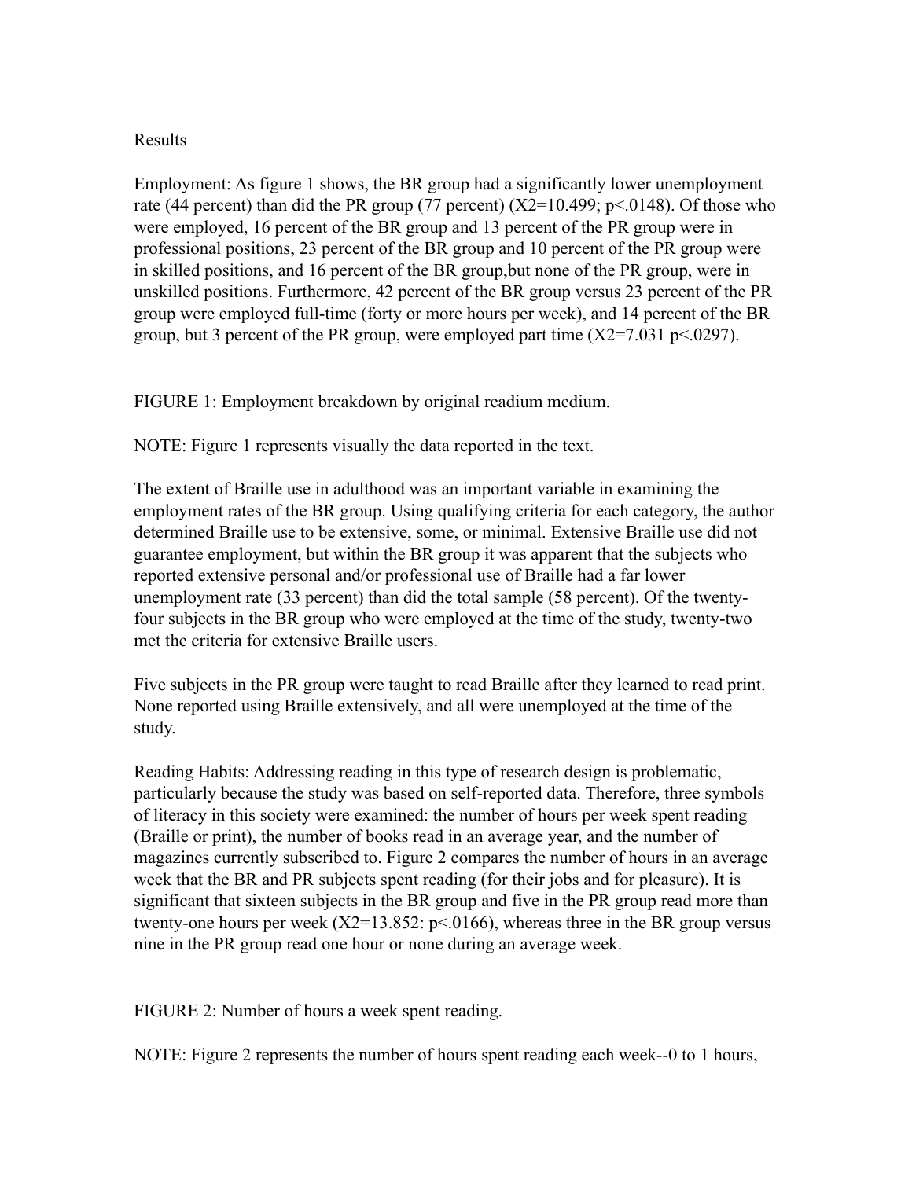Results

Employment: As figure 1 shows, the BR group had a significantly lower unemployment rate (44 percent) than did the PR group (77 percent) ($X2=10.499$; $p<.0148$). Of those who were employed, 16 percent of the BR group and 13 percent of the PR group were in professional positions, 23 percent of the BR group and 10 percent of the PR group were in skilled positions, and 16 percent of the BR group,but none of the PR group, were in unskilled positions. Furthermore, 42 percent of the BR group versus 23 percent of the PR group were employed full-time (forty or more hours per week), and 14 percent of the BR group, but 3 percent of the PR group, were employed part time ($X2=7.031$ $p<.0297$).

FIGURE 1: Employment breakdown by original readium medium.

NOTE: Figure 1 represents visually the data reported in the text.

The extent of Braille use in adulthood was an important variable in examining the employment rates of the BR group. Using qualifying criteria for each category, the author determined Braille use to be extensive, some, or minimal. Extensive Braille use did not guarantee employment, but within the BR group it was apparent that the subjects who reported extensive personal and/or professional use of Braille had a far lower unemployment rate (33 percent) than did the total sample (58 percent). Of the twenty-four subjects in the BR group who were employed at the time of the study, twenty-two met the criteria for extensive Braille users.

Five subjects in the PR group were taught to read Braille after they learned to read print. None reported using Braille extensively, and all were unemployed at the time of the study.

Reading Habits: Addressing reading in this type of research design is problematic, particularly because the study was based on self-reported data. Therefore, three symbols of literacy in this society were examined: the number of hours per week spent reading (Braille or print), the number of books read in an average year, and the number of magazines currently subscribed to. Figure 2 compares the number of hours in an average week that the BR and PR subjects spent reading (for their jobs and for pleasure). It is significant that sixteen subjects in the BR group and five in the PR group read more than twenty-one hours per week ($X2=13.852$: $p<.0166$), whereas three in the BR group versus nine in the PR group read one hour or none during an average week.

FIGURE 2: Number of hours a week spent reading.

NOTE: Figure 2 represents the number of hours spent reading each week--0 to 1 hours,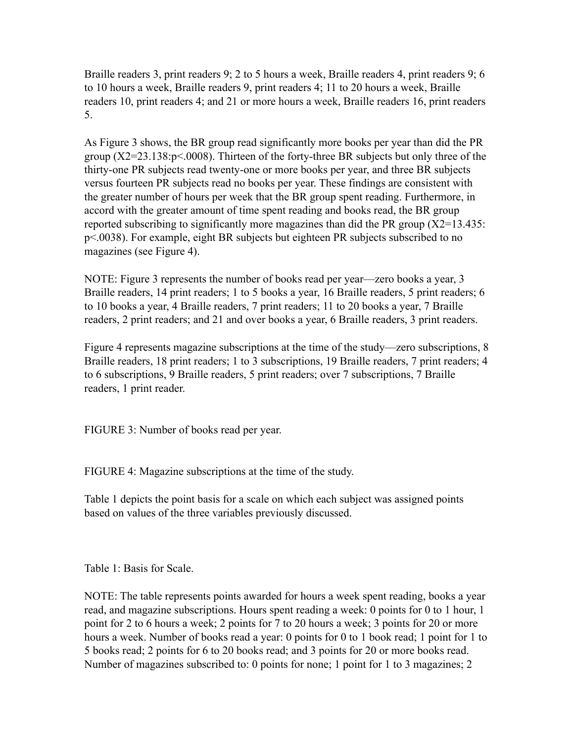Braille readers 3, print readers 9; 2 to 5 hours a week, Braille readers 4, print readers 9; 6 to 10 hours a week, Braille readers 9, print readers 4; 11 to 20 hours a week, Braille readers 10, print readers 4; and 21 or more hours a week, Braille readers 16, print readers 5.

As Figure 3 shows, the BR group read significantly more books per year than did the PR group (X2=23.138:p<.0008). Thirteen of the forty-three BR subjects but only three of the thirty-one PR subjects read twenty-one or more books per year, and three BR subjects versus fourteen PR subjects read no books per year. These findings are consistent with the greater number of hours per week that the BR group spent reading. Furthermore, in accord with the greater amount of time spent reading and books read, the BR group reported subscribing to significantly more magazines than did the PR group (X2=13.435: p<.0038). For example, eight BR subjects but eighteen PR subjects subscribed to no magazines (see Figure 4).

NOTE: Figure 3 represents the number of books read per year—zero books a year, 3 Braille readers, 14 print readers; 1 to 5 books a year, 16 Braille readers, 5 print readers; 6 to 10 books a year, 4 Braille readers, 7 print readers; 11 to 20 books a year, 7 Braille readers, 2 print readers; and 21 and over books a year, 6 Braille readers, 3 print readers.

Figure 4 represents magazine subscriptions at the time of the study—zero subscriptions, 8 Braille readers, 18 print readers; 1 to 3 subscriptions, 19 Braille readers, 7 print readers; 4 to 6 subscriptions, 9 Braille readers, 5 print readers; over 7 subscriptions, 7 Braille readers, 1 print reader.

FIGURE 3: Number of books read per year.

FIGURE 4: Magazine subscriptions at the time of the study.

Table 1 depicts the point basis for a scale on which each subject was assigned points based on values of the three variables previously discussed.

Table 1: Basis for Scale.

NOTE: The table represents points awarded for hours a week spent reading, books a year read, and magazine subscriptions. Hours spent reading a week: 0 points for 0 to 1 hour, 1 point for 2 to 6 hours a week; 2 points for 7 to 20 hours a week; 3 points for 20 or more hours a week. Number of books read a year: 0 points for 0 to 1 book read; 1 point for 1 to 5 books read; 2 points for 6 to 20 books read; and 3 points for 20 or more books read. Number of magazines subscribed to: 0 points for none; 1 point for 1 to 3 magazines; 2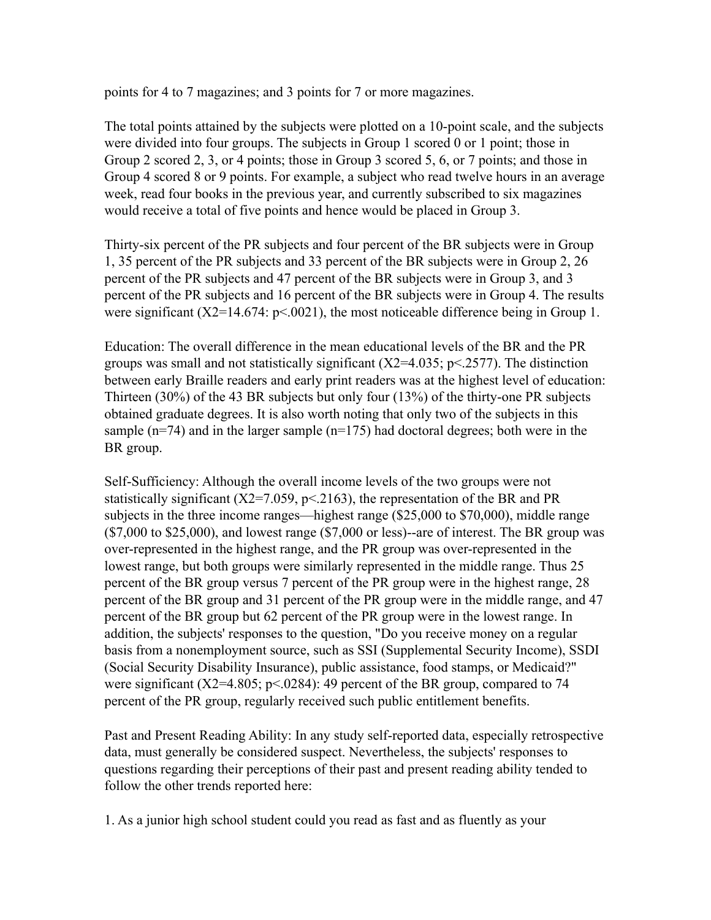points for 4 to 7 magazines; and 3 points for 7 or more magazines.

The total points attained by the subjects were plotted on a 10-point scale, and the subjects were divided into four groups. The subjects in Group 1 scored 0 or 1 point; those in Group 2 scored 2, 3, or 4 points; those in Group 3 scored 5, 6, or 7 points; and those in Group 4 scored 8 or 9 points. For example, a subject who read twelve hours in an average week, read four books in the previous year, and currently subscribed to six magazines would receive a total of five points and hence would be placed in Group 3.

Thirty-six percent of the PR subjects and four percent of the BR subjects were in Group 1, 35 percent of the PR subjects and 33 percent of the BR subjects were in Group 2, 26 percent of the PR subjects and 47 percent of the BR subjects were in Group 3, and 3 percent of the PR subjects and 16 percent of the BR subjects were in Group 4. The results were significant ($X2=14.674$: $p<.0021$), the most noticeable difference being in Group 1.

Education: The overall difference in the mean educational levels of the BR and the PR groups was small and not statistically significant ($X2=4.035$; $p<.2577$). The distinction between early Braille readers and early print readers was at the highest level of education: Thirteen (30%) of the 43 BR subjects but only four (13%) of the thirty-one PR subjects obtained graduate degrees. It is also worth noting that only two of the subjects in this sample ($n=74$) and in the larger sample ($n=175$) had doctoral degrees; both were in the BR group.

Self-Sufficiency: Although the overall income levels of the two groups were not statistically significant ($X2=7.059$, $p<.2163$), the representation of the BR and PR subjects in the three income ranges—highest range ($25,000 to $70,000), middle range ($7,000 to $25,000), and lowest range ($7,000 or less)--are of interest. The BR group was over-represented in the highest range, and the PR group was over-represented in the lowest range, but both groups were similarly represented in the middle range. Thus 25 percent of the BR group versus 7 percent of the PR group were in the highest range, 28 percent of the BR group and 31 percent of the PR group were in the middle range, and 47 percent of the BR group but 62 percent of the PR group were in the lowest range. In addition, the subjects' responses to the question, "Do you receive money on a regular basis from a nonemployment source, such as SSI (Supplemental Security Income), SSDI (Social Security Disability Insurance), public assistance, food stamps, or Medicaid?" were significant ($X2=4.805$; $p<.0284$): 49 percent of the BR group, compared to 74 percent of the PR group, regularly received such public entitlement benefits.

Past and Present Reading Ability: In any study self-reported data, especially retrospective data, must generally be considered suspect. Nevertheless, the subjects' responses to questions regarding their perceptions of their past and present reading ability tended to follow the other trends reported here:

1. As a junior high school student could you read as fast and as fluently as your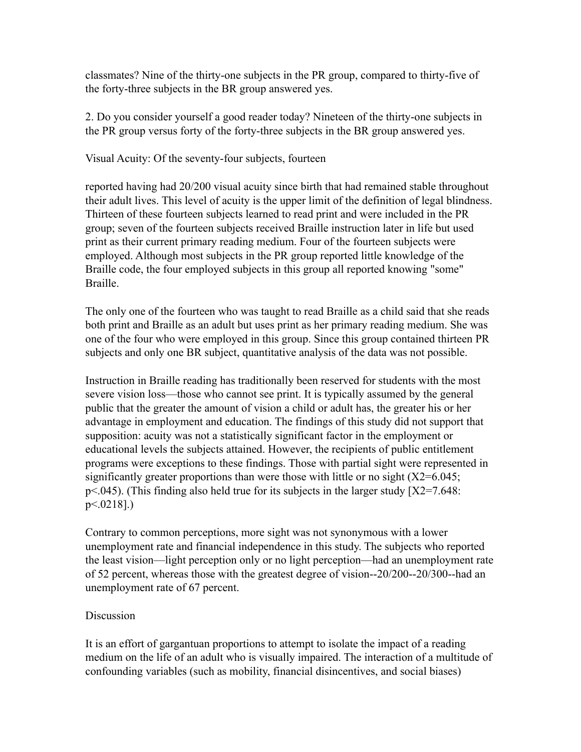classmates? Nine of the thirty-one subjects in the PR group, compared to thirty-five of the forty-three subjects in the BR group answered yes.

2. Do you consider yourself a good reader today? Nineteen of the thirty-one subjects in the PR group versus forty of the forty-three subjects in the BR group answered yes.

Visual Acuity: Of the seventy-four subjects, fourteen

reported having had 20/200 visual acuity since birth that had remained stable throughout their adult lives. This level of acuity is the upper limit of the definition of legal blindness. Thirteen of these fourteen subjects learned to read print and were included in the PR group; seven of the fourteen subjects received Braille instruction later in life but used print as their current primary reading medium. Four of the fourteen subjects were employed. Although most subjects in the PR group reported little knowledge of the Braille code, the four employed subjects in this group all reported knowing "some" Braille.

The only one of the fourteen who was taught to read Braille as a child said that she reads both print and Braille as an adult but uses print as her primary reading medium. She was one of the four who were employed in this group. Since this group contained thirteen PR subjects and only one BR subject, quantitative analysis of the data was not possible.

Instruction in Braille reading has traditionally been reserved for students with the most severe vision loss—those who cannot see print. It is typically assumed by the general public that the greater the amount of vision a child or adult has, the greater his or her advantage in employment and education. The findings of this study did not support that supposition: acuity was not a statistically significant factor in the employment or educational levels the subjects attained. However, the recipients of public entitlement programs were exceptions to these findings. Those with partial sight were represented in significantly greater proportions than were those with little or no sight ($X2=6.045$; $p<.045$). (This finding also held true for its subjects in the larger study [$X2=7.648$: $p<.0218$].)

Contrary to common perceptions, more sight was not synonymous with a lower unemployment rate and financial independence in this study. The subjects who reported the least vision—light perception only or no light perception—had an unemployment rate of 52 percent, whereas those with the greatest degree of vision--20/200--20/300--had an unemployment rate of 67 percent.

## Discussion

It is an effort of gargantuan proportions to attempt to isolate the impact of a reading medium on the life of an adult who is visually impaired. The interaction of a multitude of confounding variables (such as mobility, financial disincentives, and social biases)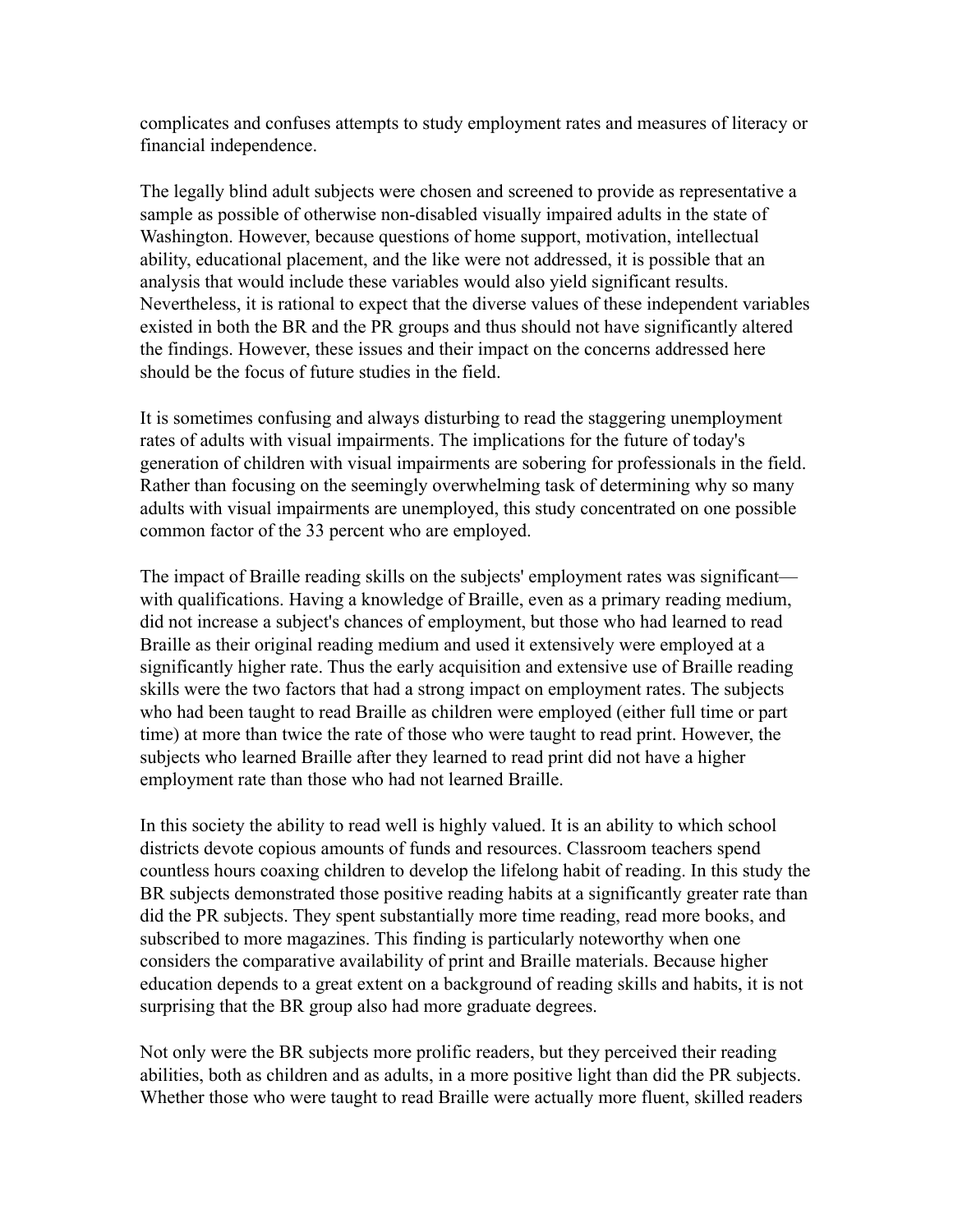complicates and confuses attempts to study employment rates and measures of literacy or financial independence.

The legally blind adult subjects were chosen and screened to provide as representative a sample as possible of otherwise non-disabled visually impaired adults in the state of Washington. However, because questions of home support, motivation, intellectual ability, educational placement, and the like were not addressed, it is possible that an analysis that would include these variables would also yield significant results. Nevertheless, it is rational to expect that the diverse values of these independent variables existed in both the BR and the PR groups and thus should not have significantly altered the findings. However, these issues and their impact on the concerns addressed here should be the focus of future studies in the field.

It is sometimes confusing and always disturbing to read the staggering unemployment rates of adults with visual impairments. The implications for the future of today's generation of children with visual impairments are sobering for professionals in the field. Rather than focusing on the seemingly overwhelming task of determining why so many adults with visual impairments are unemployed, this study concentrated on one possible common factor of the 33 percent who are employed.

The impact of Braille reading skills on the subjects' employment rates was significant—with qualifications. Having a knowledge of Braille, even as a primary reading medium, did not increase a subject's chances of employment, but those who had learned to read Braille as their original reading medium and used it extensively were employed at a significantly higher rate. Thus the early acquisition and extensive use of Braille reading skills were the two factors that had a strong impact on employment rates. The subjects who had been taught to read Braille as children were employed (either full time or part time) at more than twice the rate of those who were taught to read print. However, the subjects who learned Braille after they learned to read print did not have a higher employment rate than those who had not learned Braille.

In this society the ability to read well is highly valued. It is an ability to which school districts devote copious amounts of funds and resources. Classroom teachers spend countless hours coaxing children to develop the lifelong habit of reading. In this study the BR subjects demonstrated those positive reading habits at a significantly greater rate than did the PR subjects. They spent substantially more time reading, read more books, and subscribed to more magazines. This finding is particularly noteworthy when one considers the comparative availability of print and Braille materials. Because higher education depends to a great extent on a background of reading skills and habits, it is not surprising that the BR group also had more graduate degrees.

Not only were the BR subjects more prolific readers, but they perceived their reading abilities, both as children and as adults, in a more positive light than did the PR subjects. Whether those who were taught to read Braille were actually more fluent, skilled readers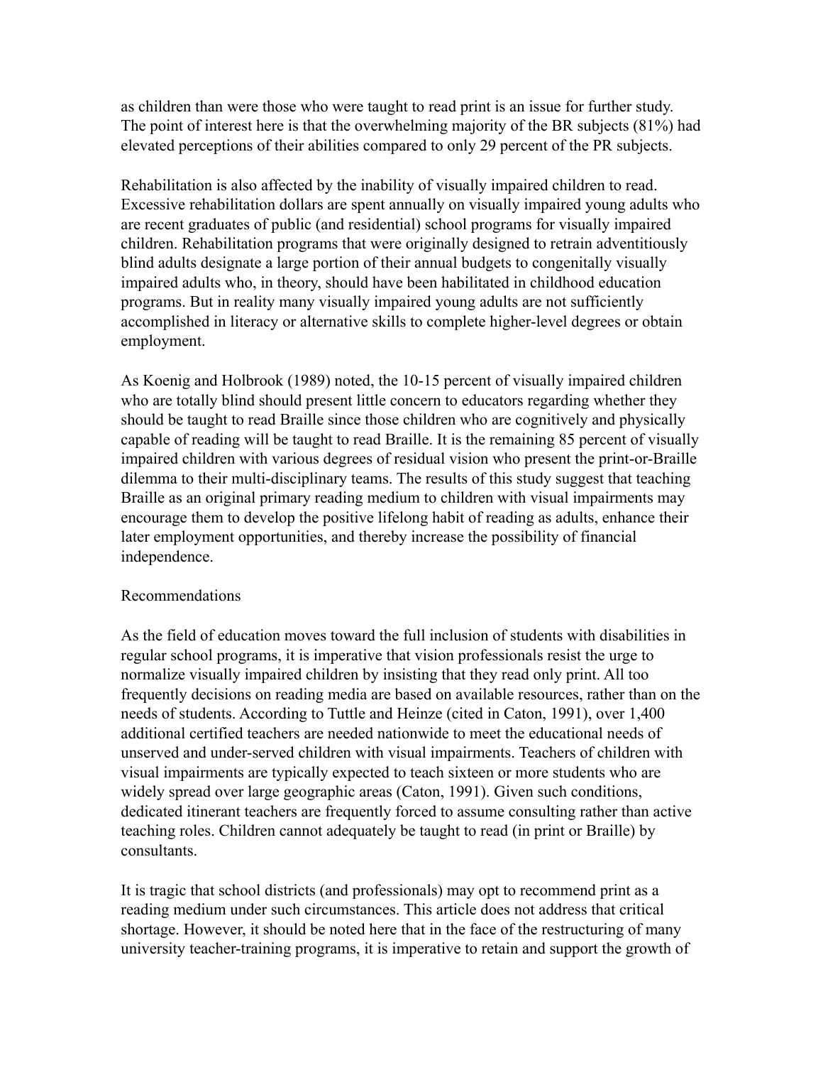as children than were those who were taught to read print is an issue for further study. The point of interest here is that the overwhelming majority of the BR subjects (81%) had elevated perceptions of their abilities compared to only 29 percent of the PR subjects.

Rehabilitation is also affected by the inability of visually impaired children to read. Excessive rehabilitation dollars are spent annually on visually impaired young adults who are recent graduates of public (and residential) school programs for visually impaired children. Rehabilitation programs that were originally designed to retrain adventitiously blind adults designate a large portion of their annual budgets to congenitally visually impaired adults who, in theory, should have been habilitated in childhood education programs. But in reality many visually impaired young adults are not sufficiently accomplished in literacy or alternative skills to complete higher-level degrees or obtain employment.

As Koenig and Holbrook (1989) noted, the 10-15 percent of visually impaired children who are totally blind should present little concern to educators regarding whether they should be taught to read Braille since those children who are cognitively and physically capable of reading will be taught to read Braille. It is the remaining 85 percent of visually impaired children with various degrees of residual vision who present the print-or-Braille dilemma to their multi-disciplinary teams. The results of this study suggest that teaching Braille as an original primary reading medium to children with visual impairments may encourage them to develop the positive lifelong habit of reading as adults, enhance their later employment opportunities, and thereby increase the possibility of financial independence.

## Recommendations

As the field of education moves toward the full inclusion of students with disabilities in regular school programs, it is imperative that vision professionals resist the urge to normalize visually impaired children by insisting that they read only print. All too frequently decisions on reading media are based on available resources, rather than on the needs of students. According to Tuttle and Heinze (cited in Caton, 1991), over 1,400 additional certified teachers are needed nationwide to meet the educational needs of unserved and under-served children with visual impairments. Teachers of children with visual impairments are typically expected to teach sixteen or more students who are widely spread over large geographic areas (Caton, 1991). Given such conditions, dedicated itinerant teachers are frequently forced to assume consulting rather than active teaching roles. Children cannot adequately be taught to read (in print or Braille) by consultants.

It is tragic that school districts (and professionals) may opt to recommend print as a reading medium under such circumstances. This article does not address that critical shortage. However, it should be noted here that in the face of the restructuring of many university teacher-training programs, it is imperative to retain and support the growth of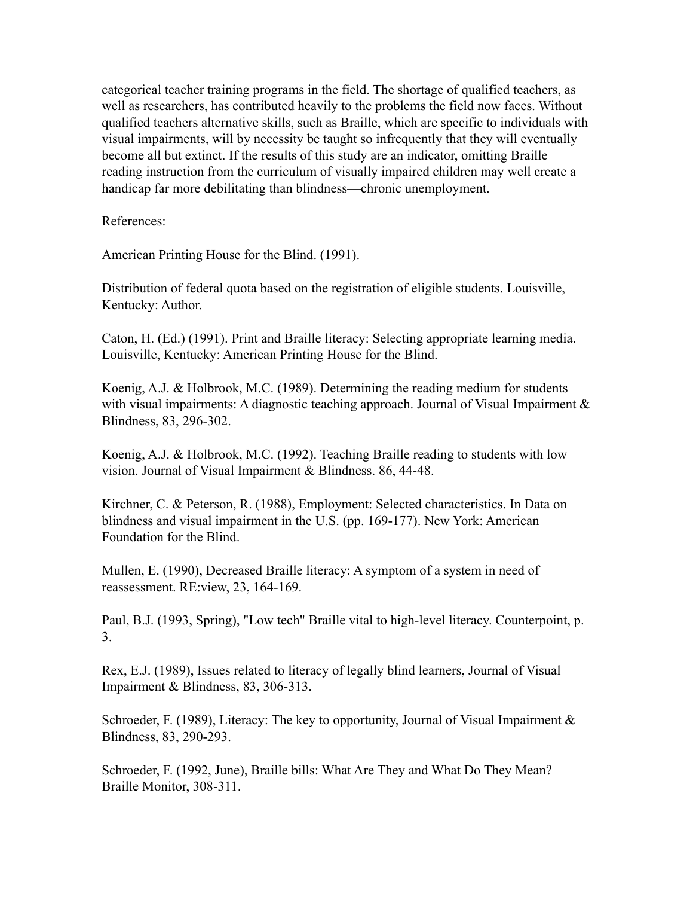categorical teacher training programs in the field. The shortage of qualified teachers, as well as researchers, has contributed heavily to the problems the field now faces. Without qualified teachers alternative skills, such as Braille, which are specific to individuals with visual impairments, will by necessity be taught so infrequently that they will eventually become all but extinct. If the results of this study are an indicator, omitting Braille reading instruction from the curriculum of visually impaired children may well create a handicap far more debilitating than blindness—chronic unemployment.

References:

American Printing House for the Blind. (1991).

Distribution of federal quota based on the registration of eligible students. Louisville, Kentucky: Author.

Caton, H. (Ed.) (1991). Print and Braille literacy: Selecting appropriate learning media. Louisville, Kentucky: American Printing House for the Blind.

Koenig, A.J. & Holbrook, M.C. (1989). Determining the reading medium for students with visual impairments: A diagnostic teaching approach. Journal of Visual Impairment & Blindness, 83, 296-302.

Koenig, A.J. & Holbrook, M.C. (1992). Teaching Braille reading to students with low vision. Journal of Visual Impairment & Blindness. 86, 44-48.

Kirchner, C. & Peterson, R. (1988), Employment: Selected characteristics. In Data on blindness and visual impairment in the U.S. (pp. 169-177). New York: American Foundation for the Blind.

Mullen, E. (1990), Decreased Braille literacy: A symptom of a system in need of reassessment. RE:view, 23, 164-169.

Paul, B.J. (1993, Spring), "Low tech" Braille vital to high-level literacy. Counterpoint, p. 3.

Rex, E.J. (1989), Issues related to literacy of legally blind learners, Journal of Visual Impairment & Blindness, 83, 306-313.

Schroeder, F. (1989), Literacy: The key to opportunity, Journal of Visual Impairment & Blindness, 83, 290-293.

Schroeder, F. (1992, June), Braille bills: What Are They and What Do They Mean? Braille Monitor, 308-311.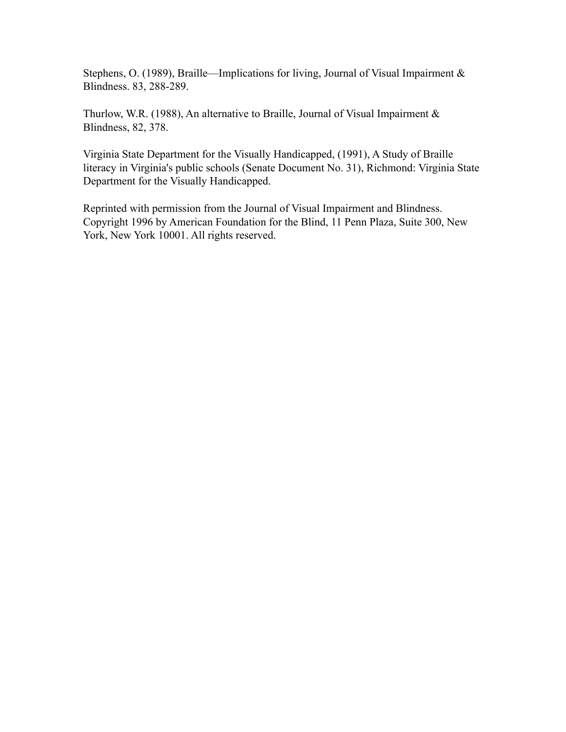Stephens, O. (1989), Braille—Implications for living, Journal of Visual Impairment & Blindness. 83, 288-289.

Thurlow, W.R. (1988), An alternative to Braille, Journal of Visual Impairment & Blindness, 82, 378.

Virginia State Department for the Visually Handicapped, (1991), A Study of Braille literacy in Virginia's public schools (Senate Document No. 31), Richmond: Virginia State Department for the Visually Handicapped.

Reprinted with permission from the Journal of Visual Impairment and Blindness. Copyright 1996 by American Foundation for the Blind, 11 Penn Plaza, Suite 300, New York, New York 10001. All rights reserved.